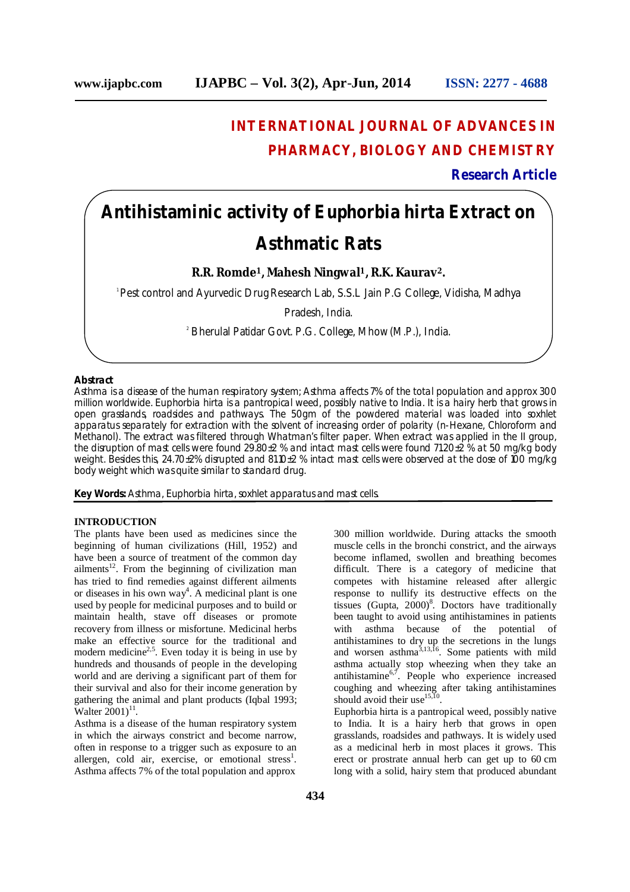# INTERNATIONAL JOURNAL OF ADVANCES IN PHARMACY, BIOLOGY AND CHEMISTRY

**Research Article**

# Antihistaminic activity of Euphorbia hirta Extract on Asthmatic Rats

**R.R. Romde[1], Mahesh Ningwal[1], R.K. Kaurav[2].**

[1] Pest control and Ayurvedic Drug Research Lab, S.S.L Jain P.G College, Vidisha, Madhya Pradesh, India.

[2] Bherulal Patidar Govt. P.G. College, Mhow (M.P.), India.

## Abstract

Asthma is a disease of the human respiratory system; Asthma affects 7% of the total population and approx 300 million worldwide. Euphorbia hirta is a pantropical weed, possibly native to India. It is a hairy herb that grows in open grasslands, roadsides and pathways. The 50gm of the powdered material was loaded into soxhlet apparatus separately for extraction with the solvent of increasing order of polarity (n-Hexane, Chloroform and Methanol). The extract was filtered through Whatman's filter paper. When extract was applied in the II group, the disruption of mast cells were found 29.80±2 % and intact mast cells were found 71.20±2 % at 50 mg/kg body weight. Besides this, 24.70±2% disrupted and 81.10±2 % intact mast cells were observed at the dose of 100 mg/kg body weight which was quite similar to standard drug.

**Key Words:** Asthma, Euphorbia hirta, soxhlet apparatus and mast cells.

## INTRODUCTION

The plants have been used as medicines since the beginning of human civilizations (Hill, 1952) and have been a source of treatment of the common day ailments[12]. From the beginning of civilization man has tried to find remedies against different ailments or diseases in his own way[4]. A medicinal plant is one used by people for medicinal purposes and to build or maintain health, stave off diseases or promote recovery from illness or misfortune. Medicinal herbs make an effective source for the traditional and modern medicine[2,5]. Even today it is being in use by hundreds and thousands of people in the developing world and are deriving a significant part of them for their survival and also for their income generation by gathering the animal and plant products (Iqbal 1993; Walter 2001)[11].

Asthma is a disease of the human respiratory system in which the airways constrict and become narrow, often in response to a trigger such as exposure to an allergen, cold air, exercise, or emotional stress[1]. Asthma affects 7% of the total population and approx 300 million worldwide. During attacks the smooth muscle cells in the bronchi constrict, and the airways become inflamed, swollen and breathing becomes difficult. There is a category of medicine that competes with histamine released after allergic response to nullify its destructive effects on the tissues (Gupta, 2000)[8]. Doctors have traditionally been taught to avoid using antihistamines in patients with asthma because of the potential of antihistamines to dry up the secretions in the lungs and worsen asthma[3,13,16]. Some patients with mild asthma actually stop wheezing when they take an antihistamine[6,7]. People who experience increased coughing and wheezing after taking antihistamines should avoid their use[15,10].

Euphorbia hirta is a pantropical weed, possibly native to India. It is a hairy herb that grows in open grasslands, roadsides and pathways. It is widely used as a medicinal herb in most places it grows. This erect or prostrate annual herb can get up to 60 cm long with a solid, hairy stem that produced abundant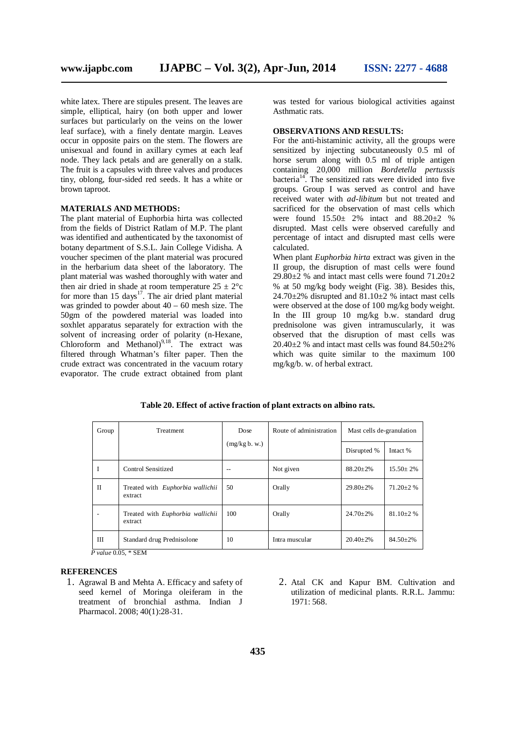white latex. There are stipules present. The leaves are simple, elliptical, hairy (on both upper and lower surfaces but particularly on the veins on the lower leaf surface), with a finely dentate margin. Leaves occur in opposite pairs on the stem. The flowers are unisexual and found in axillary cymes at each leaf node. They lack petals and are generally on a stalk. The fruit is a capsules with three valves and produces tiny, oblong, four-sided red seeds. It has a white or brown taproot.

## MATERIALS AND METHODS:

The plant material of Euphorbia hirta was collected from the fields of District Ratlam of M.P. The plant was identified and authenticated by the taxonomist of botany department of S.S.L. Jain College Vidisha. A voucher specimen of the plant material was procured in the herbarium data sheet of the laboratory. The plant material was washed thoroughly with water and then air dried in shade at room temperature $25 \pm 2°c$ for more than 15 days[17]. The air dried plant material was grinded to powder about 40 – 60 mesh size. The 50gm of the powdered material was loaded into soxhlet apparatus separately for extraction with the solvent of increasing order of polarity (n-Hexane, Chloroform and Methanol)[9,18]. The extract was filtered through Whatman's filter paper. Then the crude extract was concentrated in the vacuum rotary evaporator. The crude extract obtained from plant was tested for various biological activities against Asthmatic rats.

## OBSERVATIONS AND RESULTS:

For the anti-histaminic activity, all the groups were sensitized by injecting subcutaneously 0.5 ml of horse serum along with 0.5 ml of triple antigen containing 20,000 million *Bordetella pertussis* bacteria[14]. The sensitized rats were divided into five groups. Group I was served as control and have received water with *ad-libitum* but not treated and sacrificed for the observation of mast cells which were found 15.50± 2% intact and 88.20±2 % disrupted. Mast cells were observed carefully and percentage of intact and disrupted mast cells were calculated.

When plant *Euphorbia hirta* extract was given in the II group, the disruption of mast cells were found 29.80±2 % and intact mast cells were found 71.20±2 % at 50 mg/kg body weight (Fig. 38). Besides this, 24.70±2% disrupted and 81.10±2 % intact mast cells were observed at the dose of 100 mg/kg body weight. In the III group 10 mg/kg b.w. standard drug prednisolone was given intramuscularly, it was observed that the disruption of mast cells was 20.40±2 % and intact mast cells was found 84.50±2% which was quite similar to the maximum 100 mg/kg/b. w. of herbal extract.

**Table 20. Effect of active fraction of plant extracts on albino rats.**

| Group | Treatment | Dose (mg/kg b. w.) | Route of administration | Mast cells de-granulation | |
|---|---|---|---|---|---|
| | | | | Disrupted % | Intact % |
| I | Control Sensitized | -- | Not given | 88.20±2% | 15.50± 2% |
| II | Treated with *Euphorbia wallichii* extract | 50 | Orally | 29.80±2% | 71.20±2 % |
| - | Treated with *Euphorbia wallichii* extract | 100 | Orally | 24.70±2% | 81.10±2 % |
| III | Standard drug Prednisolone | 10 | Intra muscular | 20.40±2% | 84.50±2% |

*P value* 0.05, * SEM

## REFERENCES

1. Agrawal B and Mehta A. Efficacy and safety of seed kernel of Moringa oleiferam in the treatment of bronchial asthma. Indian J Pharmacol. 2008; 40(1):28-31.
2. Atal CK and Kapur BM. Cultivation and utilization of medicinal plants. R.R.L. Jammu: 1971: 568.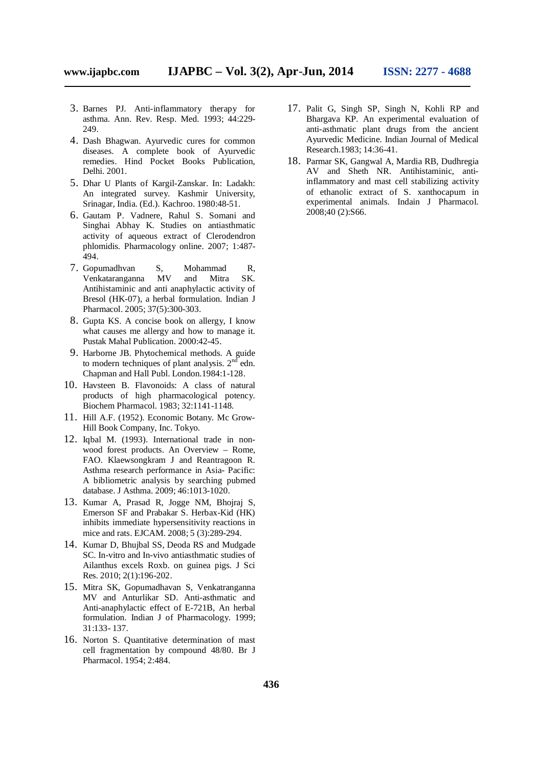3. Barnes PJ. Anti-inflammatory therapy for asthma. Ann. Rev. Resp. Med. 1993; 44:229-249.
4. Dash Bhagwan. Ayurvedic cures for common diseases. A complete book of Ayurvedic remedies. Hind Pocket Books Publication, Delhi. 2001.
5. Dhar U Plants of Kargil-Zanskar. In: Ladakh: An integrated survey. Kashmir University, Srinagar, India. (Ed.). Kachroo. 1980:48-51.
6. Gautam P. Vadnere, Rahul S. Somani and Singhai Abhay K. Studies on antiasthmatic activity of aqueous extract of Clerodendron phlomidis. Pharmacology online. 2007; 1:487-494.
7. Gopumadhvan S, Mohammad R, Venkataranganna MV and Mitra SK. Antihistaminic and anti anaphylactic activity of Bresol (HK-07), a herbal formulation. Indian J Pharmacol. 2005; 37(5):300-303.
8. Gupta KS. A concise book on allergy, I know what causes me allergy and how to manage it. Pustak Mahal Publication. 2000:42-45.
9. Harborne JB. Phytochemical methods. A guide to modern techniques of plant analysis. 2nd edn. Chapman and Hall Publ. London.1984:1-128.
10. Havsteen B. Flavonoids: A class of natural products of high pharmacological potency. Biochem Pharmacol. 1983; 32:1141-1148.
11. Hill A.F. (1952). Economic Botany. Mc Grow-Hill Book Company, Inc. Tokyo.
12. Iqbal M. (1993). International trade in non-wood forest products. An Overview – Rome, FAO. Klaewsongkram J and Reantragoon R. Asthma research performance in Asia- Pacific: A bibliometric analysis by searching pubmed database. J Asthma. 2009; 46:1013-1020.
13. Kumar A, Prasad R, Jogge NM, Bhojraj S, Emerson SF and Prabakar S. Herbax-Kid (HK) inhibits immediate hypersensitivity reactions in mice and rats. EJCAM. 2008; 5 (3):289-294.
14. Kumar D, Bhujbal SS, Deoda RS and Mudgade SC. In-vitro and In-vivo antiasthmatic studies of Ailanthus excels Roxb. on guinea pigs. J Sci Res. 2010; 2(1):196-202.
15. Mitra SK, Gopumadhavan S, Venkatranganna MV and Anturlikar SD. Anti-asthmatic and Anti-anaphylactic effect of E-721B, An herbal formulation. Indian J of Pharmacology. 1999; 31:133- 137.
16. Norton S. Quantitative determination of mast cell fragmentation by compound 48/80. Br J Pharmacol. 1954; 2:484.
17. Palit G, Singh SP, Singh N, Kohli RP and Bhargava KP. An experimental evaluation of anti-asthmatic plant drugs from the ancient Ayurvedic Medicine. Indian Journal of Medical Research.1983; 14:36-41.
18. Parmar SK, Gangwal A, Mardia RB, Dudhregia AV and Sheth NR. Antihistaminic, anti-inflammatory and mast cell stabilizing activity of ethanolic extract of S. xanthocapum in experimental animals. Indain J Pharmacol. 2008;40 (2):S66.